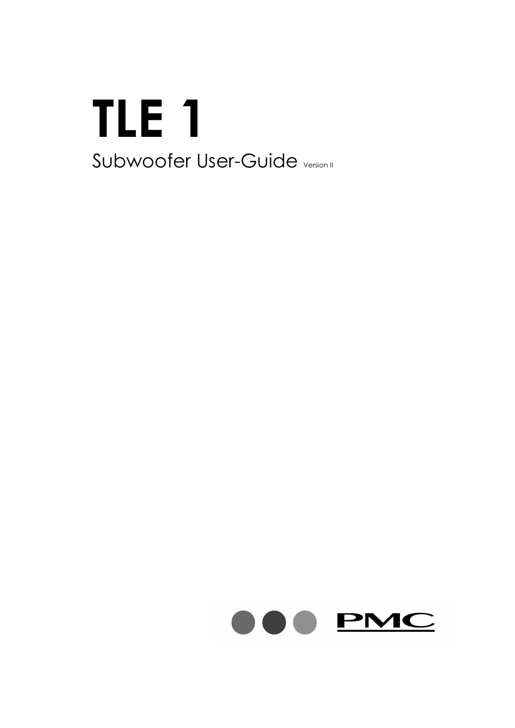# TLE 1

Subwoofer User-Guide Version II

PMC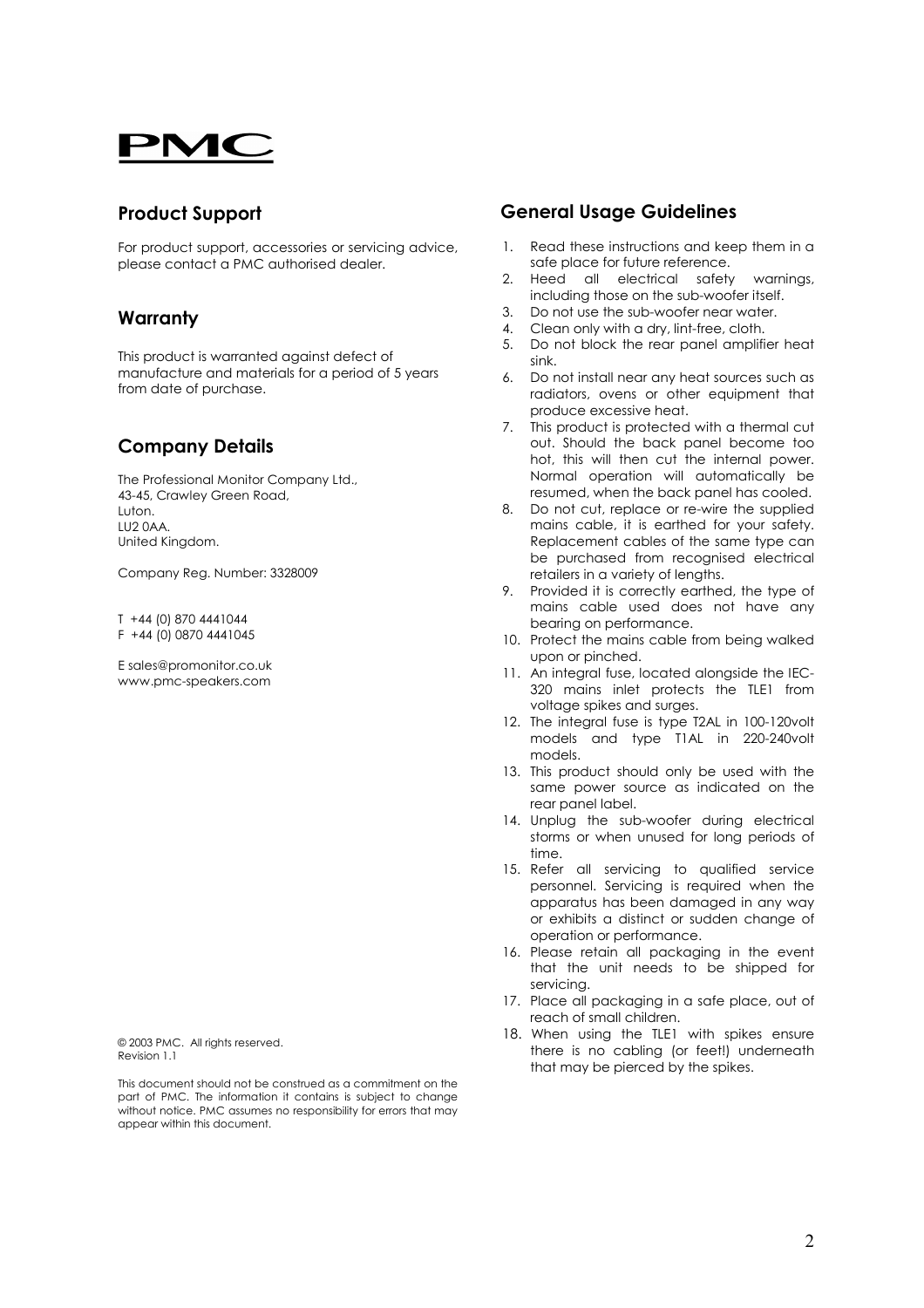PMC

## Product Support

For product support, accessories or servicing advice, please contact a PMC authorised dealer.

## Warranty

This product is warranted against defect of manufacture and materials for a period of 5 years from date of purchase.

## Company Details

The Professional Monitor Company Ltd.,
43-45, Crawley Green Road,
Luton.
LU2 0AA.
United Kingdom.

Company Reg. Number: 3328009

T +44 (0) 870 4441044
F +44 (0) 0870 4441045

E sales@promonitor.co.uk
www.pmc-speakers.com

© 2003 PMC. All rights reserved.
Revision 1.1

This document should not be construed as a commitment on the part of PMC. The information it contains is subject to change without notice. PMC assumes no responsibility for errors that may appear within this document.

## General Usage Guidelines

1. Read these instructions and keep them in a safe place for future reference.
2. Heed all electrical safety warnings, including those on the sub-woofer itself.
3. Do not use the sub-woofer near water.
4. Clean only with a dry, lint-free, cloth.
5. Do not block the rear panel amplifier heat sink.
6. Do not install near any heat sources such as radiators, ovens or other equipment that produce excessive heat.
7. This product is protected with a thermal cut out. Should the back panel become too hot, this will then cut the internal power. Normal operation will automatically be resumed, when the back panel has cooled.
8. Do not cut, replace or re-wire the supplied mains cable, it is earthed for your safety. Replacement cables of the same type can be purchased from recognised electrical retailers in a variety of lengths.
9. Provided it is correctly earthed, the type of mains cable used does not have any bearing on performance.
10. Protect the mains cable from being walked upon or pinched.
11. An integral fuse, located alongside the IEC-320 mains inlet protects the TLE1 from voltage spikes and surges.
12. The integral fuse is type T2AL in 100-120volt models and type T1AL in 220-240volt models.
13. This product should only be used with the same power source as indicated on the rear panel label.
14. Unplug the sub-woofer during electrical storms or when unused for long periods of time.
15. Refer all servicing to qualified service personnel. Servicing is required when the apparatus has been damaged in any way or exhibits a distinct or sudden change of operation or performance.
16. Please retain all packaging in the event that the unit needs to be shipped for servicing.
17. Place all packaging in a safe place, out of reach of small children.
18. When using the TLE1 with spikes ensure there is no cabling (or feet!) underneath that may be pierced by the spikes.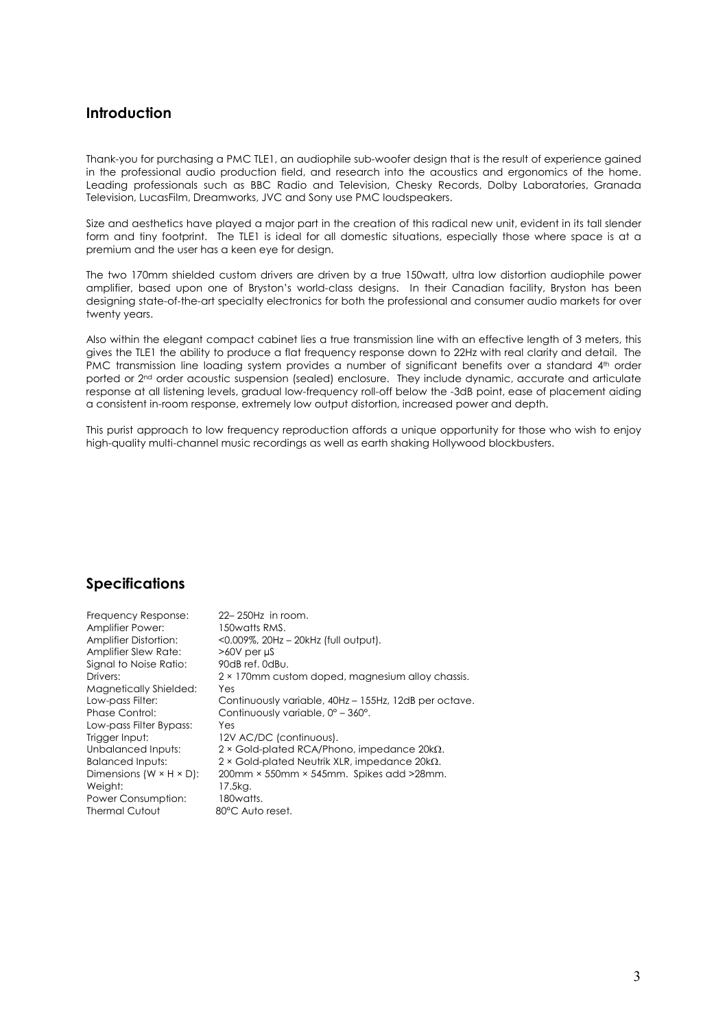## Introduction

Thank-you for purchasing a PMC TLE1, an audiophile sub-woofer design that is the result of experience gained in the professional audio production field, and research into the acoustics and ergonomics of the home. Leading professionals such as BBC Radio and Television, Chesky Records, Dolby Laboratories, Granada Television, LucasFilm, Dreamworks, JVC and Sony use PMC loudspeakers.

Size and aesthetics have played a major part in the creation of this radical new unit, evident in its tall slender form and tiny footprint. The TLE1 is ideal for all domestic situations, especially those where space is at a premium and the user has a keen eye for design.

The two 170mm shielded custom drivers are driven by a true 150watt, ultra low distortion audiophile power amplifier, based upon one of Bryston's world-class designs. In their Canadian facility, Bryston has been designing state-of-the-art specialty electronics for both the professional and consumer audio markets for over twenty years.

Also within the elegant compact cabinet lies a true transmission line with an effective length of 3 meters, this gives the TLE1 the ability to produce a flat frequency response down to 22Hz with real clarity and detail. The PMC transmission line loading system provides a number of significant benefits over a standard 4th order ported or 2nd order acoustic suspension (sealed) enclosure. They include dynamic, accurate and articulate response at all listening levels, gradual low-frequency roll-off below the -3dB point, ease of placement aiding a consistent in-room response, extremely low output distortion, increased power and depth.

This purist approach to low frequency reproduction affords a unique opportunity for those who wish to enjoy high-quality multi-channel music recordings as well as earth shaking Hollywood blockbusters.

## Specifications

| | |
|---|---|
| Frequency Response: | 22– 250Hz in room. |
| Amplifier Power: | 150watts RMS. |
| Amplifier Distortion: | <0.009%, 20Hz – 20kHz (full output). |
| Amplifier Slew Rate: | >60V per µS |
| Signal to Noise Ratio: | 90dB ref. 0dBu. |
| Drivers: | 2 × 170mm custom doped, magnesium alloy chassis. |
| Magnetically Shielded: | Yes |
| Low-pass Filter: | Continuously variable, 40Hz – 155Hz, 12dB per octave. |
| Phase Control: | Continuously variable, 0° – 360°. |
| Low-pass Filter Bypass: | Yes |
| Trigger Input: | 12V AC/DC (continuous). |
| Unbalanced Inputs: | 2 × Gold-plated RCA/Phono, impedance 20kΩ. |
| Balanced Inputs: | 2 × Gold-plated Neutrik XLR, impedance 20kΩ. |
| Dimensions (W × H × D): | 200mm × 550mm × 545mm. Spikes add >28mm. |
| Weight: | 17.5kg. |
| Power Consumption: | 180watts. |
| Thermal Cutout | 80°C Auto reset. |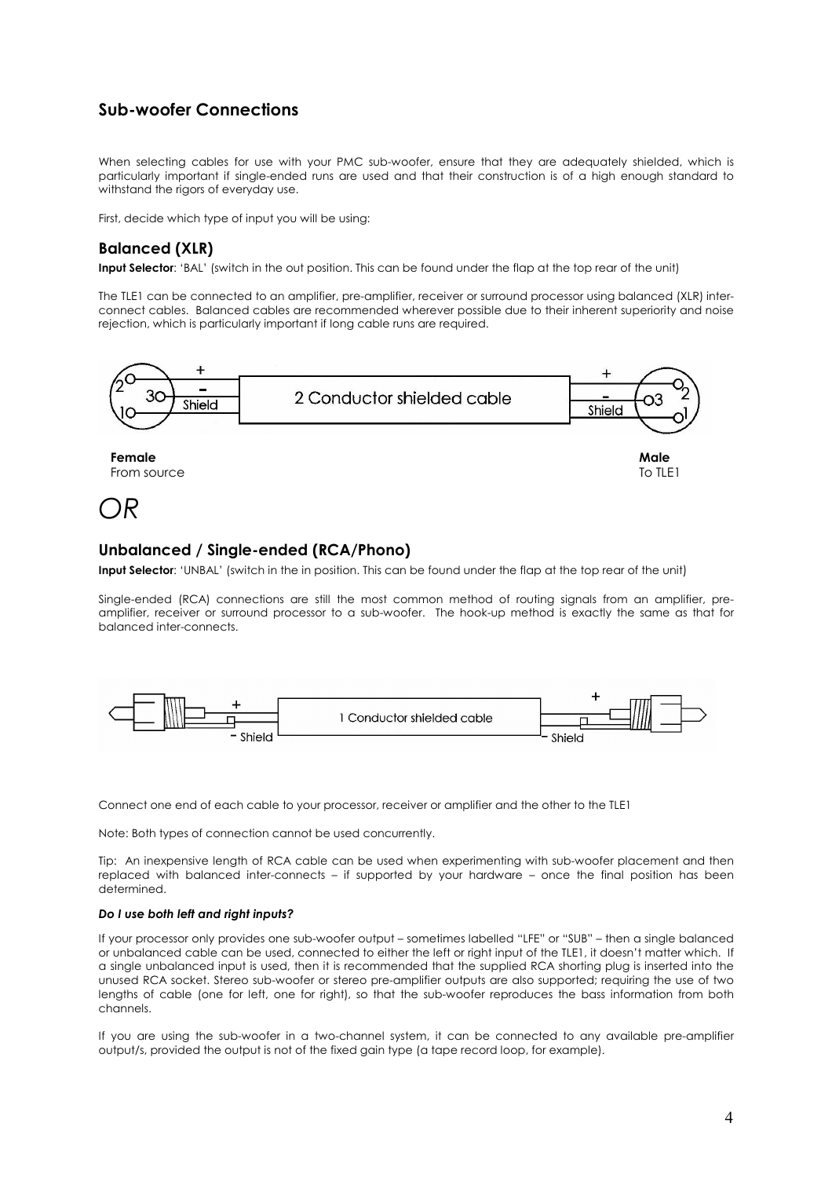## Sub-woofer Connections

When selecting cables for use with your PMC sub-woofer, ensure that they are adequately shielded, which is particularly important if single-ended runs are used and that their construction is of a high enough standard to withstand the rigors of everyday use.

First, decide which type of input you will be using:

### Balanced (XLR)

**Input Selector**: 'BAL' (switch in the out position. This can be found under the flap at the top rear of the unit)

The TLE1 can be connected to an amplifier, pre-amplifier, receiver or surround processor using balanced (XLR) inter-connect cables. Balanced cables are recommended wherever possible due to their inherent superiority and noise rejection, which is particularly important if long cable runs are required.

2 Conductor shielded cable

**Female**
From source

**Male**
To TLE1

*OR*

### Unbalanced / Single-ended (RCA/Phono)

**Input Selector**: 'UNBAL' (switch in the in position. This can be found under the flap at the top rear of the unit)

Single-ended (RCA) connections are still the most common method of routing signals from an amplifier, pre-amplifier, receiver or surround processor to a sub-woofer. The hook-up method is exactly the same as that for balanced inter-connects.

1 Conductor shielded cable

Connect one end of each cable to your processor, receiver or amplifier and the other to the TLE1

Note: Both types of connection cannot be used concurrently.

Tip: An inexpensive length of RCA cable can be used when experimenting with sub-woofer placement and then replaced with balanced inter-connects – if supported by your hardware – once the final position has been determined.

***Do I use both left and right inputs?***

If your processor only provides one sub-woofer output – sometimes labelled "LFE" or "SUB" – then a single balanced or unbalanced cable can be used, connected to either the left or right input of the TLE1, it doesn't matter which. If a single unbalanced input is used, then it is recommended that the supplied RCA shorting plug is inserted into the unused RCA socket. Stereo sub-woofer or stereo pre-amplifier outputs are also supported; requiring the use of two lengths of cable (one for left, one for right), so that the sub-woofer reproduces the bass information from both channels.

If you are using the sub-woofer in a two-channel system, it can be connected to any available pre-amplifier output/s, provided the output is not of the fixed gain type (a tape record loop, for example).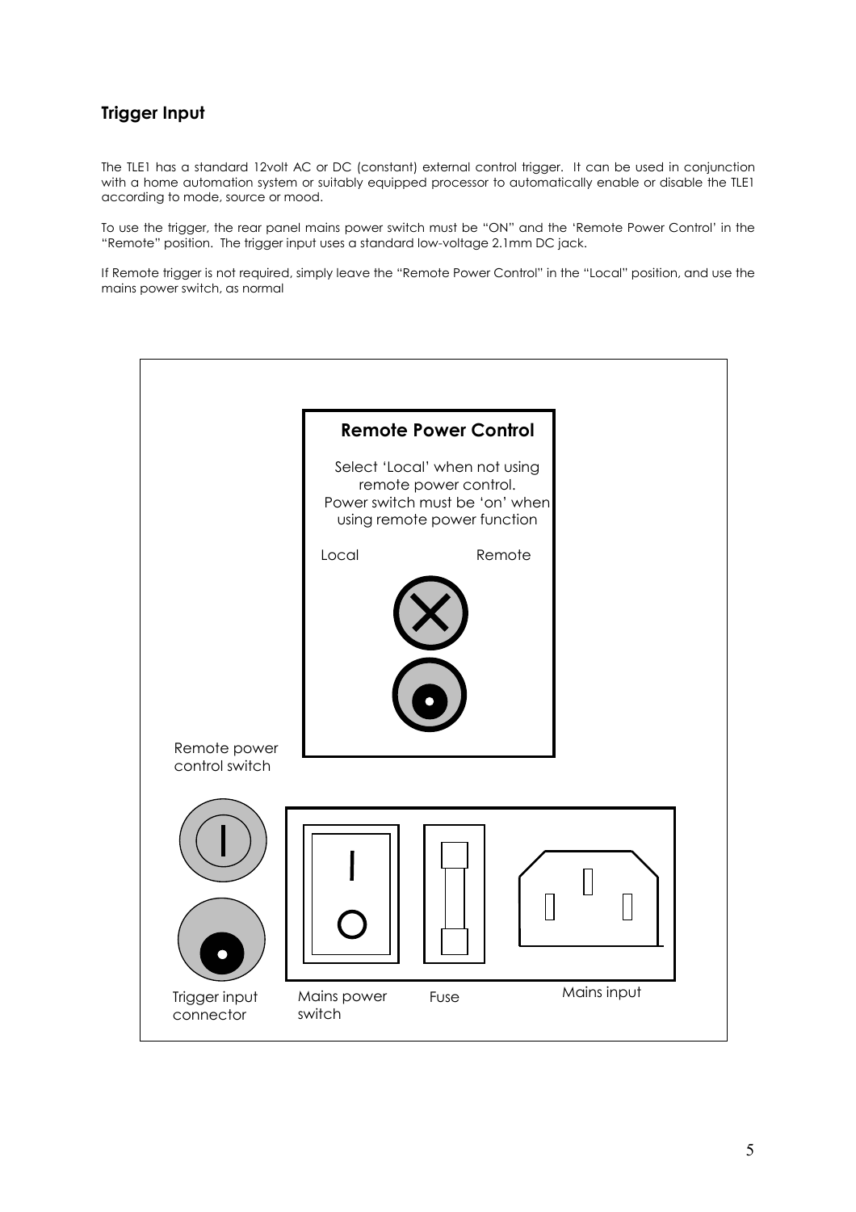## Trigger Input

The TLE1 has a standard 12volt AC or DC (constant) external control trigger. It can be used in conjunction with a home automation system or suitably equipped processor to automatically enable or disable the TLE1 according to mode, source or mood.

To use the trigger, the rear panel mains power switch must be "ON" and the 'Remote Power Control' in the "Remote" position. The trigger input uses a standard low-voltage 2.1mm DC jack.

If Remote trigger is not required, simply leave the "Remote Power Control" in the "Local" position, and use the mains power switch, as normal

**Remote Power Control**

Select 'Local' when not using remote power control.
Power switch must be 'on' when using remote power function

Local Remote

Remote power control switch

Trigger input connector

Mains power switch

Fuse

Mains input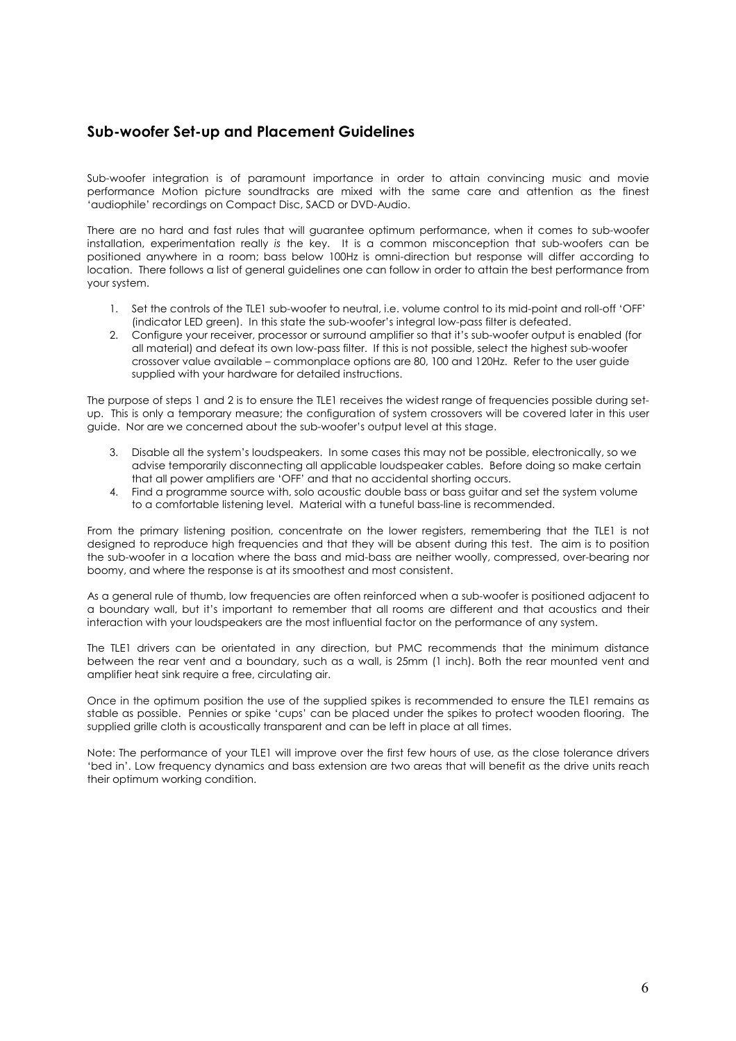## Sub-woofer Set-up and Placement Guidelines

Sub-woofer integration is of paramount importance in order to attain convincing music and movie performance Motion picture soundtracks are mixed with the same care and attention as the finest 'audiophile' recordings on Compact Disc, SACD or DVD-Audio.

There are no hard and fast rules that will guarantee optimum performance, when it comes to sub-woofer installation, experimentation really *is* the key. It is a common misconception that sub-woofers can be positioned anywhere in a room; bass below 100Hz is omni-direction but response will differ according to location. There follows a list of general guidelines one can follow in order to attain the best performance from your system.

1. Set the controls of the TLE1 sub-woofer to neutral, i.e. volume control to its mid-point and roll-off 'OFF' (indicator LED green). In this state the sub-woofer's integral low-pass filter is defeated.
2. Configure your receiver, processor or surround amplifier so that it's sub-woofer output is enabled (for all material) and defeat its own low-pass filter. If this is not possible, select the highest sub-woofer crossover value available – commonplace options are 80, 100 and 120Hz. Refer to the user guide supplied with your hardware for detailed instructions.

The purpose of steps 1 and 2 is to ensure the TLE1 receives the widest range of frequencies possible during set-up. This is only a temporary measure; the configuration of system crossovers will be covered later in this user guide. Nor are we concerned about the sub-woofer's output level at this stage.

3. Disable all the system's loudspeakers. In some cases this may not be possible, electronically, so we advise temporarily disconnecting all applicable loudspeaker cables. Before doing so make certain that all power amplifiers are 'OFF' and that no accidental shorting occurs.
4. Find a programme source with, solo acoustic double bass or bass guitar and set the system volume to a comfortable listening level. Material with a tuneful bass-line is recommended.

From the primary listening position, concentrate on the lower registers, remembering that the TLE1 is not designed to reproduce high frequencies and that they will be absent during this test. The aim is to position the sub-woofer in a location where the bass and mid-bass are neither woolly, compressed, over-bearing nor boomy, and where the response is at its smoothest and most consistent.

As a general rule of thumb, low frequencies are often reinforced when a sub-woofer is positioned adjacent to a boundary wall, but it's important to remember that all rooms are different and that acoustics and their interaction with your loudspeakers are the most influential factor on the performance of any system.

The TLE1 drivers can be orientated in any direction, but PMC recommends that the minimum distance between the rear vent and a boundary, such as a wall, is 25mm (1 inch). Both the rear mounted vent and amplifier heat sink require a free, circulating air.

Once in the optimum position the use of the supplied spikes is recommended to ensure the TLE1 remains as stable as possible. Pennies or spike 'cups' can be placed under the spikes to protect wooden flooring. The supplied grille cloth is acoustically transparent and can be left in place at all times.

Note: The performance of your TLE1 will improve over the first few hours of use, as the close tolerance drivers 'bed in'. Low frequency dynamics and bass extension are two areas that will benefit as the drive units reach their optimum working condition.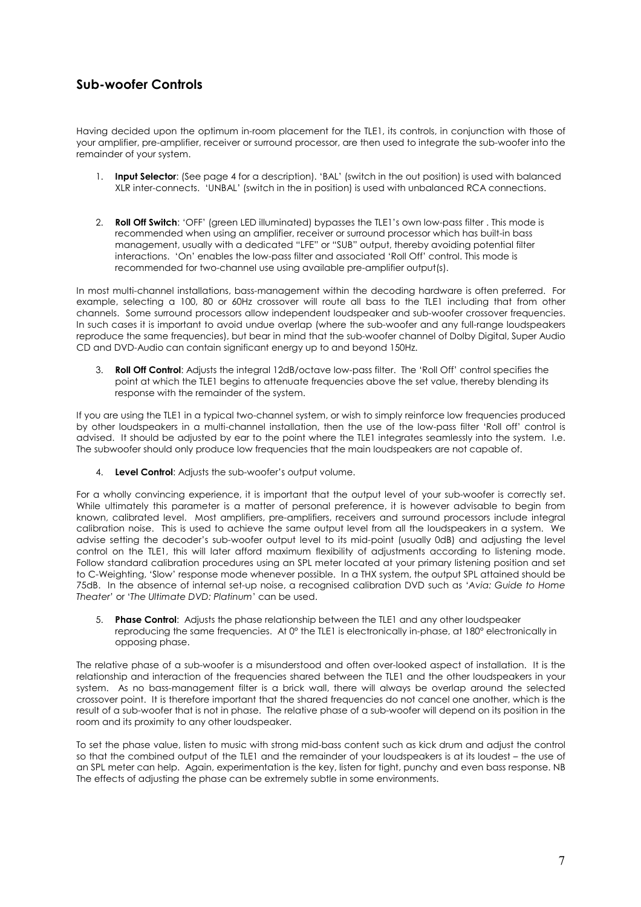## Sub-woofer Controls

Having decided upon the optimum in-room placement for the TLE1, its controls, in conjunction with those of your amplifier, pre-amplifier, receiver or surround processor, are then used to integrate the sub-woofer into the remainder of your system.

1. **Input Selector**: (See page 4 for a description). 'BAL' (switch in the out position) is used with balanced XLR inter-connects. 'UNBAL' (switch in the in position) is used with unbalanced RCA connections.

2. **Roll Off Switch**: 'OFF' (green LED illuminated) bypasses the TLE1's own low-pass filter . This mode is recommended when using an amplifier, receiver or surround processor which has built-in bass management, usually with a dedicated "LFE" or "SUB" output, thereby avoiding potential filter interactions. 'On' enables the low-pass filter and associated 'Roll Off' control. This mode is recommended for two-channel use using available pre-amplifier output(s).

In most multi-channel installations, bass-management within the decoding hardware is often preferred. For example, selecting a 100, 80 or 60Hz crossover will route all bass to the TLE1 including that from other channels. Some surround processors allow independent loudspeaker and sub-woofer crossover frequencies. In such cases it is important to avoid undue overlap (where the sub-woofer and any full-range loudspeakers reproduce the same frequencies), but bear in mind that the sub-woofer channel of Dolby Digital, Super Audio CD and DVD-Audio can contain significant energy up to and beyond 150Hz.

3. **Roll Off Control**: Adjusts the integral 12dB/octave low-pass filter. The 'Roll Off' control specifies the point at which the TLE1 begins to attenuate frequencies above the set value, thereby blending its response with the remainder of the system.

If you are using the TLE1 in a typical two-channel system, or wish to simply reinforce low frequencies produced by other loudspeakers in a multi-channel installation, then the use of the low-pass filter 'Roll off' control is advised. It should be adjusted by ear to the point where the TLE1 integrates seamlessly into the system. I.e. The subwoofer should only produce low frequencies that the main loudspeakers are not capable of.

4. **Level Control**: Adjusts the sub-woofer's output volume.

For a wholly convincing experience, it is important that the output level of your sub-woofer is correctly set. While ultimately this parameter is a matter of personal preference, it is however advisable to begin from known, calibrated level. Most amplifiers, pre-amplifiers, receivers and surround processors include integral calibration noise. This is used to achieve the same output level from all the loudspeakers in a system. We advise setting the decoder's sub-woofer output level to its mid-point (usually 0dB) and adjusting the level control on the TLE1, this will later afford maximum flexibility of adjustments according to listening mode. Follow standard calibration procedures using an SPL meter located at your primary listening position and set to C-Weighting, 'Slow' response mode whenever possible. In a THX system, the output SPL attained should be 75dB. In the absence of internal set-up noise, a recognised calibration DVD such as '*Avia: Guide to Home Theater*' or '*The Ultimate DVD: Platinum*' can be used.

5. **Phase Control**: Adjusts the phase relationship between the TLE1 and any other loudspeaker reproducing the same frequencies. At 0° the TLE1 is electronically in-phase, at 180° electronically in opposing phase.

The relative phase of a sub-woofer is a misunderstood and often over-looked aspect of installation. It is the relationship and interaction of the frequencies shared between the TLE1 and the other loudspeakers in your system. As no bass-management filter is a brick wall, there will always be overlap around the selected crossover point. It is therefore important that the shared frequencies do not cancel one another, which is the result of a sub-woofer that is not in phase. The relative phase of a sub-woofer will depend on its position in the room and its proximity to any other loudspeaker.

To set the phase value, listen to music with strong mid-bass content such as kick drum and adjust the control so that the combined output of the TLE1 and the remainder of your loudspeakers is at its loudest – the use of an SPL meter can help. Again, experimentation is the key, listen for tight, punchy and even bass response. NB The effects of adjusting the phase can be extremely subtle in some environments.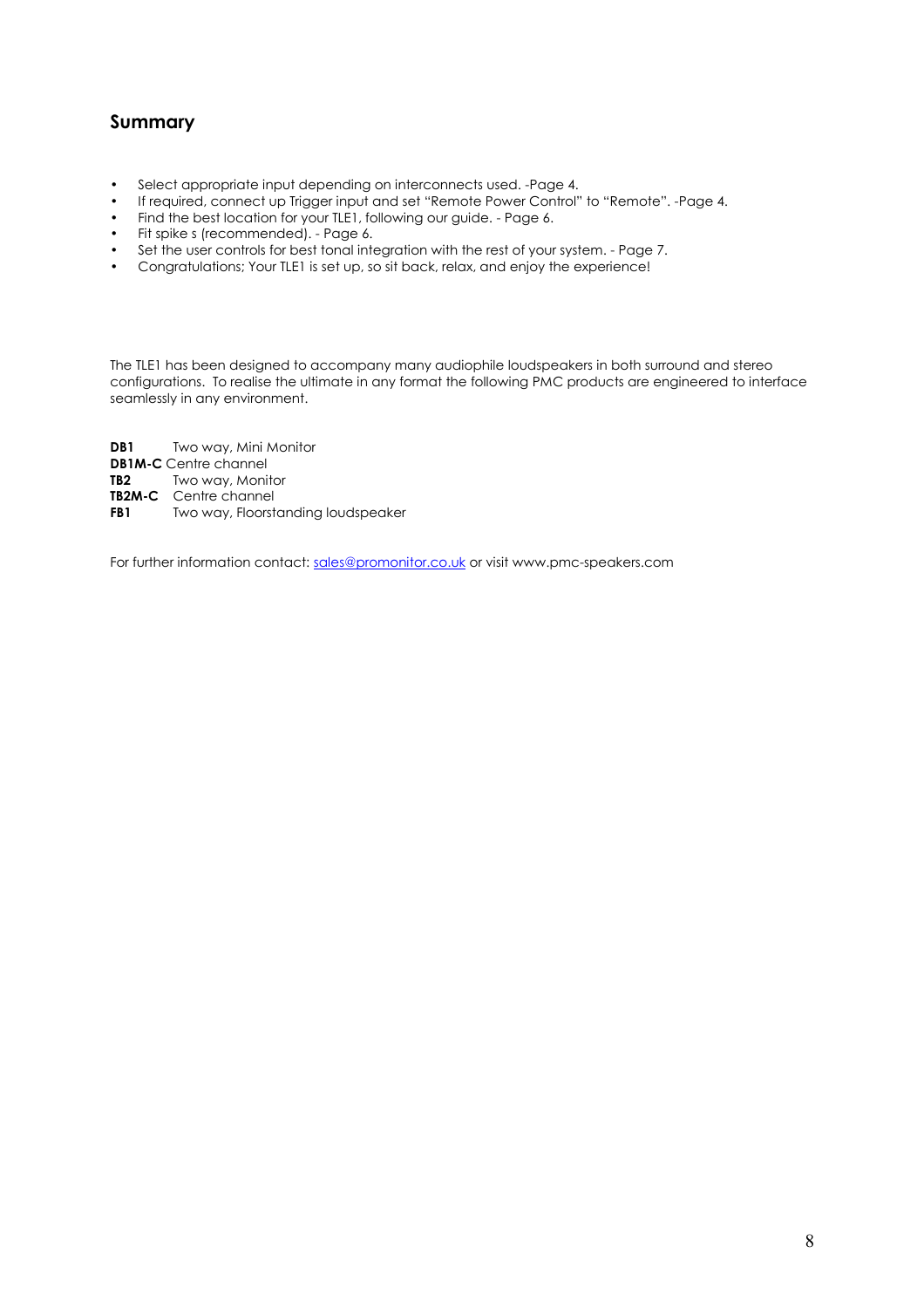## Summary

- Select appropriate input depending on interconnects used. -Page 4.
- If required, connect up Trigger input and set "Remote Power Control" to "Remote". -Page 4.
- Find the best location for your TLE1, following our guide. - Page 6.
- Fit spike s (recommended). - Page 6.
- Set the user controls for best tonal integration with the rest of your system. - Page 7.
- Congratulations; Your TLE1 is set up, so sit back, relax, and enjoy the experience!

The TLE1 has been designed to accompany many audiophile loudspeakers in both surround and stereo configurations. To realise the ultimate in any format the following PMC products are engineered to interface seamlessly in any environment.

**DB1** Two way, Mini Monitor
**DB1M-C** Centre channel
**TB2** Two way, Monitor
**TB2M-C** Centre channel
**FB1** Two way, Floorstanding loudspeaker

For further information contact: sales@promonitor.co.uk or visit www.pmc-speakers.com